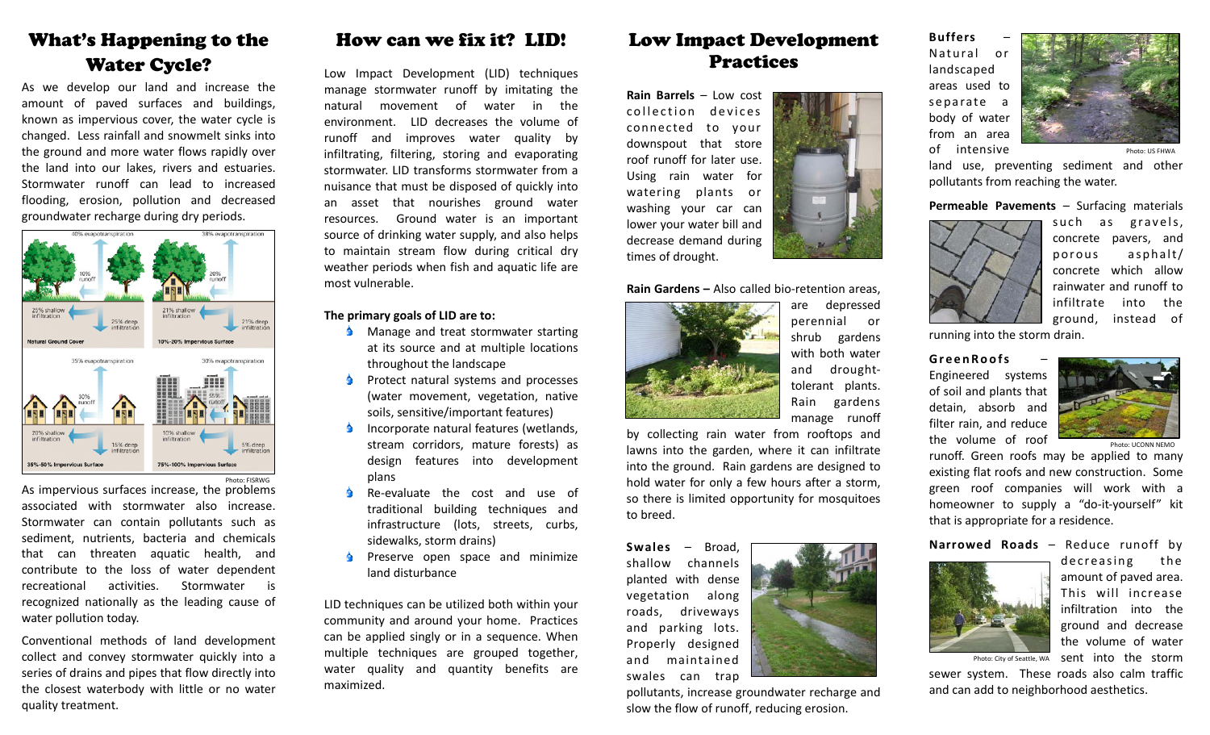# What's Happening to the Water Cycle?

As we develop our land and increase the amount of paved surfaces and buildings, known as impervious cover, the water cycle is changed. Less rainfall and snowmelt sinks into the ground and more water flows rapidly over the land into our lakes, rivers and estuaries. Stormwater runoff can lead to increased flooding, erosion, pollution and decreased groundwater recharge during dry periods.

Photo: FISRWG

As impervious surfaces increase, the problems associated with stormwater also increase. Stormwater can contain pollutants such as sediment, nutrients, bacteria and chemicals that can threaten aquatic health, and contribute to the loss of water dependent recreational activities. Stormwater is recognized nationally as the leading cause of water pollution today.

Conventional methods of land development collect and convey stormwater quickly into a series of drains and pipes that flow directly into the closest waterbody with little or no water quality treatment.

# How can we fix it? LID!

Low Impact Development (LID) techniques manage stormwater runoff by imitating the natural movement of water in the environment. LID decreases the volume of runoff and improves water quality by infiltrating, filtering, storing and evaporating stormwater. LID transforms stormwater from a nuisance that must be disposed of quickly into an asset that nourishes ground water resources. Ground water is an important source of drinking water supply, and also helps to maintain stream flow during critical dry weather periods when fish and aquatic life are most vulnerable.

**The primary goals of LID are to:**

- Manage and treat stormwater starting at its source and at multiple locations throughout the landscape
- Protect natural systems and processes (water movement, vegetation, native soils, sensitive/important features)
- Incorporate natural features (wetlands, stream corridors, mature forests) as design features into development plans
- Re-evaluate the cost and use of traditional building techniques and infrastructure (lots, streets, curbs, sidewalks, storm drains)
- Preserve open space and minimize land disturbance

LID techniques can be utilized both within your community and around your home. Practices can be applied singly or in a sequence. When multiple techniques are grouped together, water quality and quantity benefits are maximized.

# Low Impact Development Practices

**Rain Barrels** – Low cost collection devices connected to your downspout that store roof runoff for later use. Using rain water for watering plants or washing your car can lower your water bill and decrease demand during times of drought.

**Rain Gardens –** Also called bio-retention areas, are depressed perennial or shrub gardens with both water and drought-tolerant plants. Rain gardens manage runoff by collecting rain water from rooftops and lawns into the garden, where it can infiltrate into the ground. Rain gardens are designed to hold water for only a few hours after a storm, so there is limited opportunity for mosquitoes to breed.

**Swales** – Broad, shallow channels planted with dense vegetation along roads, driveways and parking lots. Properly designed and maintained swales can trap pollutants, increase groundwater recharge and slow the flow of runoff, reducing erosion.

**Buffers** – Natural or landscaped areas used to separate a body of water from an area of intensive land use, preventing sediment and other pollutants from reaching the water.

Photo: US FHWA

**Permeable Pavements** – Surfacing materials such as gravels, concrete pavers, and porous asphalt/concrete which allow rainwater and runoff to infiltrate into the ground, instead of running into the storm drain.

**GreenRoofs** – Engineered systems of soil and plants that detain, absorb and filter rain, and reduce the volume of roof runoff. Green roofs may be applied to many existing flat roofs and new construction. Some green roof companies will work with a homeowner to supply a "do-it-yourself" kit that is appropriate for a residence.

Photo: UCONN NEMO

**Narrowed Roads** – Reduce runoff by decreasing the amount of paved area. This will increase infiltration into the ground and decrease the volume of water sent into the storm sewer system. These roads also calm traffic and can add to neighborhood aesthetics.

Photo: City of Seattle, WA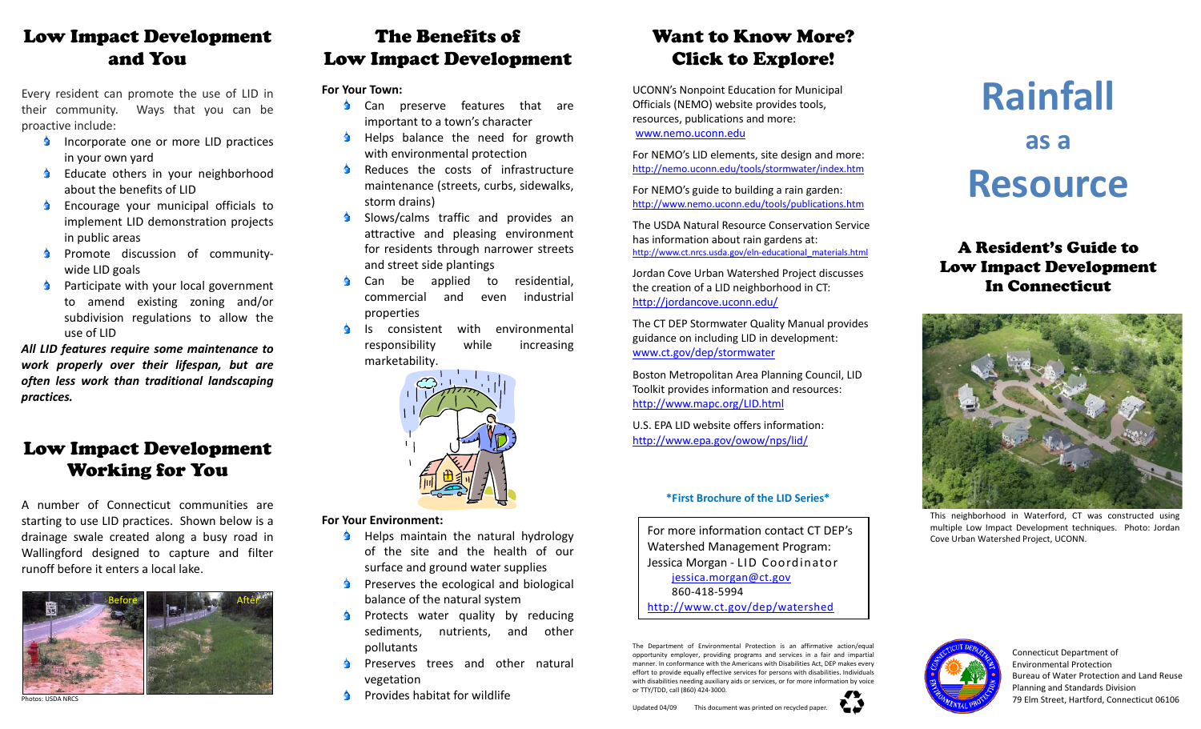## Low Impact Development and You

Every resident can promote the use of LID in their community. Ways that you can be proactive include:

- Incorporate one or more LID practices in your own yard
- Educate others in your neighborhood about the benefits of LID
- Encourage your municipal officials to implement LID demonstration projects in public areas
- Promote discussion of community-wide LID goals
- Participate with your local government to amend existing zoning and/or subdivision regulations to allow the use of LID

***All LID features require some maintenance to work properly over their lifespan, but are often less work than traditional landscaping practices.***

## Low Impact Development Working for You

A number of Connecticut communities are starting to use LID practices. Shown below is a drainage swale created along a busy road in Wallingford designed to capture and filter runoff before it enters a local lake.

Before

After

Photos: USDA NRCS

## The Benefits of Low Impact Development

**For Your Town:**

- Can preserve features that are important to a town's character
- Helps balance the need for growth with environmental protection
- Reduces the costs of infrastructure maintenance (streets, curbs, sidewalks, storm drains)
- Slows/calms traffic and provides an attractive and pleasing environment for residents through narrower streets and street side plantings
- Can be applied to residential, commercial and even industrial properties
- Is consistent with environmental responsibility while increasing marketability.

**For Your Environment:**

- Helps maintain the natural hydrology of the site and the health of our surface and ground water supplies
- Preserves the ecological and biological balance of the natural system
- Protects water quality by reducing sediments, nutrients, and other pollutants
- Preserves trees and other natural vegetation
- Provides habitat for wildlife

## Want to Know More? Click to Explore!

UCONN's Nonpoint Education for Municipal Officials (NEMO) website provides tools, resources, publications and more:
www.nemo.uconn.edu

For NEMO's LID elements, site design and more:
http://nemo.uconn.edu/tools/stormwater/index.htm

For NEMO's guide to building a rain garden:
http://www.nemo.uconn.edu/tools/publications.htm

The USDA Natural Resource Conservation Service has information about rain gardens at:
http://www.ct.nrcs.usda.gov/eln-educational_materials.html

Jordan Cove Urban Watershed Project discusses the creation of a LID neighborhood in CT:
http://jordancove.uconn.edu/

The CT DEP Stormwater Quality Manual provides guidance on including LID in development:
www.ct.gov/dep/stormwater

Boston Metropolitan Area Planning Council, LID Toolkit provides information and resources:
http://www.mapc.org/LID.html

U.S. EPA LID website offers information:
http://www.epa.gov/owow/nps/lid/

***First Brochure of the LID Series***

For more information contact CT DEP's Watershed Management Program:
Jessica Morgan - LID Coordinator
jessica.morgan@ct.gov
860-418-5994
http://www.ct.gov/dep/watershed

The Department of Environmental Protection is an affirmative action/equal opportunity employer, providing programs and services in a fair and impartial manner. In conformance with the Americans with Disabilities Act, DEP makes every effort to provide equally effective services for persons with disabilities. Individuals with disabilities needing auxiliary aids or services, or for more information by voice or TTY/TDD, call (860) 424-3000.

Updated 04/09 This document was printed on recycled paper.

# Rainfall as a Resource

## A Resident's Guide to Low Impact Development In Connecticut

This neighborhood in Waterford, CT was constructed using multiple Low Impact Development techniques. Photo: Jordan Cove Urban Watershed Project, UCONN.

Connecticut Department of Environmental Protection
Bureau of Water Protection and Land Reuse
Planning and Standards Division
79 Elm Street, Hartford, Connecticut 06106